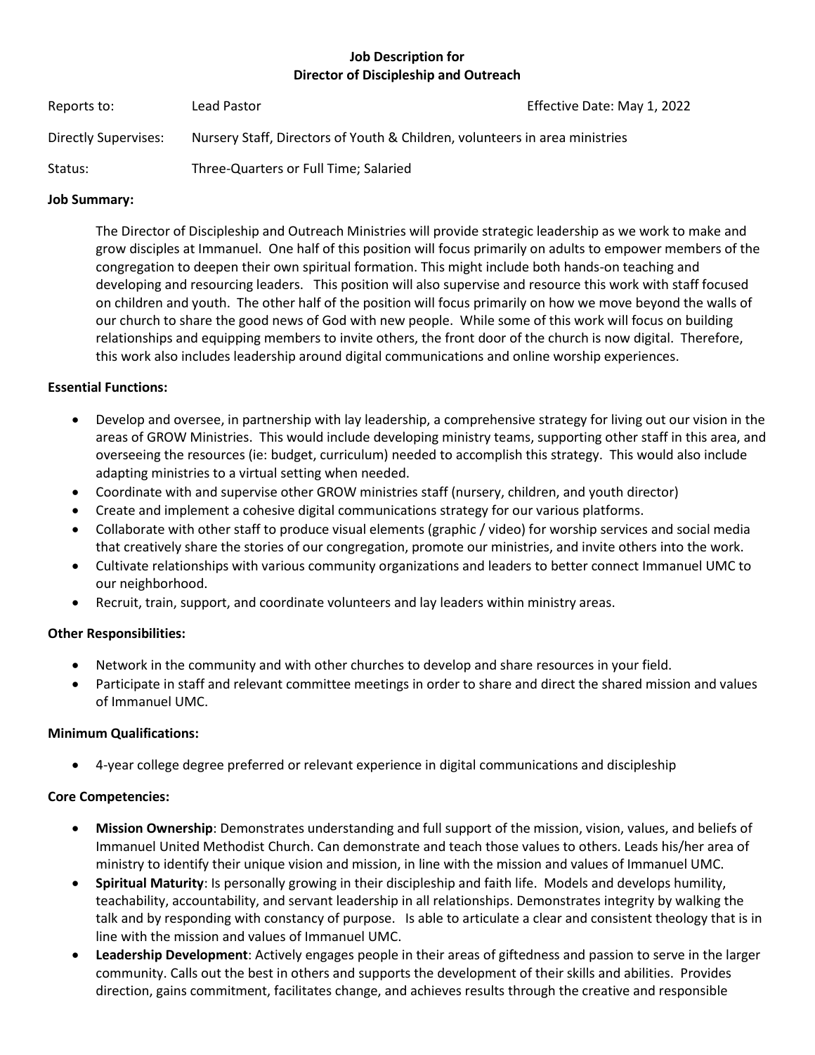# Job Description for
# Director of Discipleship and Outreach

| | | |
|---|---|---|
| Reports to: | Lead Pastor | Effective Date: May 1, 2022 |
| Directly Supervises: | Nursery Staff, Directors of Youth & Children, volunteers in area ministries | |
| Status: | Three-Quarters or Full Time; Salaried | |

**Job Summary:**

The Director of Discipleship and Outreach Ministries will provide strategic leadership as we work to make and grow disciples at Immanuel. One half of this position will focus primarily on adults to empower members of the congregation to deepen their own spiritual formation. This might include both hands-on teaching and developing and resourcing leaders. This position will also supervise and resource this work with staff focused on children and youth. The other half of the position will focus primarily on how we move beyond the walls of our church to share the good news of God with new people. While some of this work will focus on building relationships and equipping members to invite others, the front door of the church is now digital. Therefore, this work also includes leadership around digital communications and online worship experiences.

**Essential Functions:**

- Develop and oversee, in partnership with lay leadership, a comprehensive strategy for living out our vision in the areas of GROW Ministries. This would include developing ministry teams, supporting other staff in this area, and overseeing the resources (ie: budget, curriculum) needed to accomplish this strategy. This would also include adapting ministries to a virtual setting when needed.
- Coordinate with and supervise other GROW ministries staff (nursery, children, and youth director)
- Create and implement a cohesive digital communications strategy for our various platforms.
- Collaborate with other staff to produce visual elements (graphic / video) for worship services and social media that creatively share the stories of our congregation, promote our ministries, and invite others into the work.
- Cultivate relationships with various community organizations and leaders to better connect Immanuel UMC to our neighborhood.
- Recruit, train, support, and coordinate volunteers and lay leaders within ministry areas.

**Other Responsibilities:**

- Network in the community and with other churches to develop and share resources in your field.
- Participate in staff and relevant committee meetings in order to share and direct the shared mission and values of Immanuel UMC.

**Minimum Qualifications:**

- 4-year college degree preferred or relevant experience in digital communications and discipleship

**Core Competencies:**

- **Mission Ownership**: Demonstrates understanding and full support of the mission, vision, values, and beliefs of Immanuel United Methodist Church. Can demonstrate and teach those values to others. Leads his/her area of ministry to identify their unique vision and mission, in line with the mission and values of Immanuel UMC.
- **Spiritual Maturity**: Is personally growing in their discipleship and faith life. Models and develops humility, teachability, accountability, and servant leadership in all relationships. Demonstrates integrity by walking the talk and by responding with constancy of purpose. Is able to articulate a clear and consistent theology that is in line with the mission and values of Immanuel UMC.
- **Leadership Development**: Actively engages people in their areas of giftedness and passion to serve in the larger community. Calls out the best in others and supports the development of their skills and abilities. Provides direction, gains commitment, facilitates change, and achieves results through the creative and responsible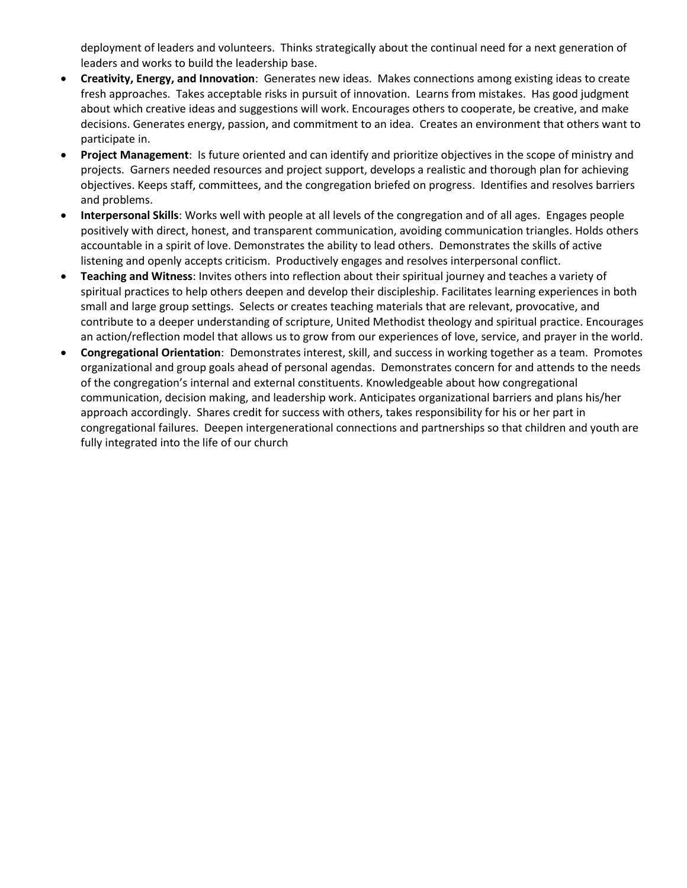deployment of leaders and volunteers. Thinks strategically about the continual need for a next generation of leaders and works to build the leadership base.

- **Creativity, Energy, and Innovation**: Generates new ideas. Makes connections among existing ideas to create fresh approaches. Takes acceptable risks in pursuit of innovation. Learns from mistakes. Has good judgment about which creative ideas and suggestions will work. Encourages others to cooperate, be creative, and make decisions. Generates energy, passion, and commitment to an idea. Creates an environment that others want to participate in.
- **Project Management**: Is future oriented and can identify and prioritize objectives in the scope of ministry and projects. Garners needed resources and project support, develops a realistic and thorough plan for achieving objectives. Keeps staff, committees, and the congregation briefed on progress. Identifies and resolves barriers and problems.
- **Interpersonal Skills**: Works well with people at all levels of the congregation and of all ages. Engages people positively with direct, honest, and transparent communication, avoiding communication triangles. Holds others accountable in a spirit of love. Demonstrates the ability to lead others. Demonstrates the skills of active listening and openly accepts criticism. Productively engages and resolves interpersonal conflict.
- **Teaching and Witness**: Invites others into reflection about their spiritual journey and teaches a variety of spiritual practices to help others deepen and develop their discipleship. Facilitates learning experiences in both small and large group settings. Selects or creates teaching materials that are relevant, provocative, and contribute to a deeper understanding of scripture, United Methodist theology and spiritual practice. Encourages an action/reflection model that allows us to grow from our experiences of love, service, and prayer in the world.
- **Congregational Orientation**: Demonstrates interest, skill, and success in working together as a team. Promotes organizational and group goals ahead of personal agendas. Demonstrates concern for and attends to the needs of the congregation's internal and external constituents. Knowledgeable about how congregational communication, decision making, and leadership work. Anticipates organizational barriers and plans his/her approach accordingly. Shares credit for success with others, takes responsibility for his or her part in congregational failures. Deepen intergenerational connections and partnerships so that children and youth are fully integrated into the life of our church